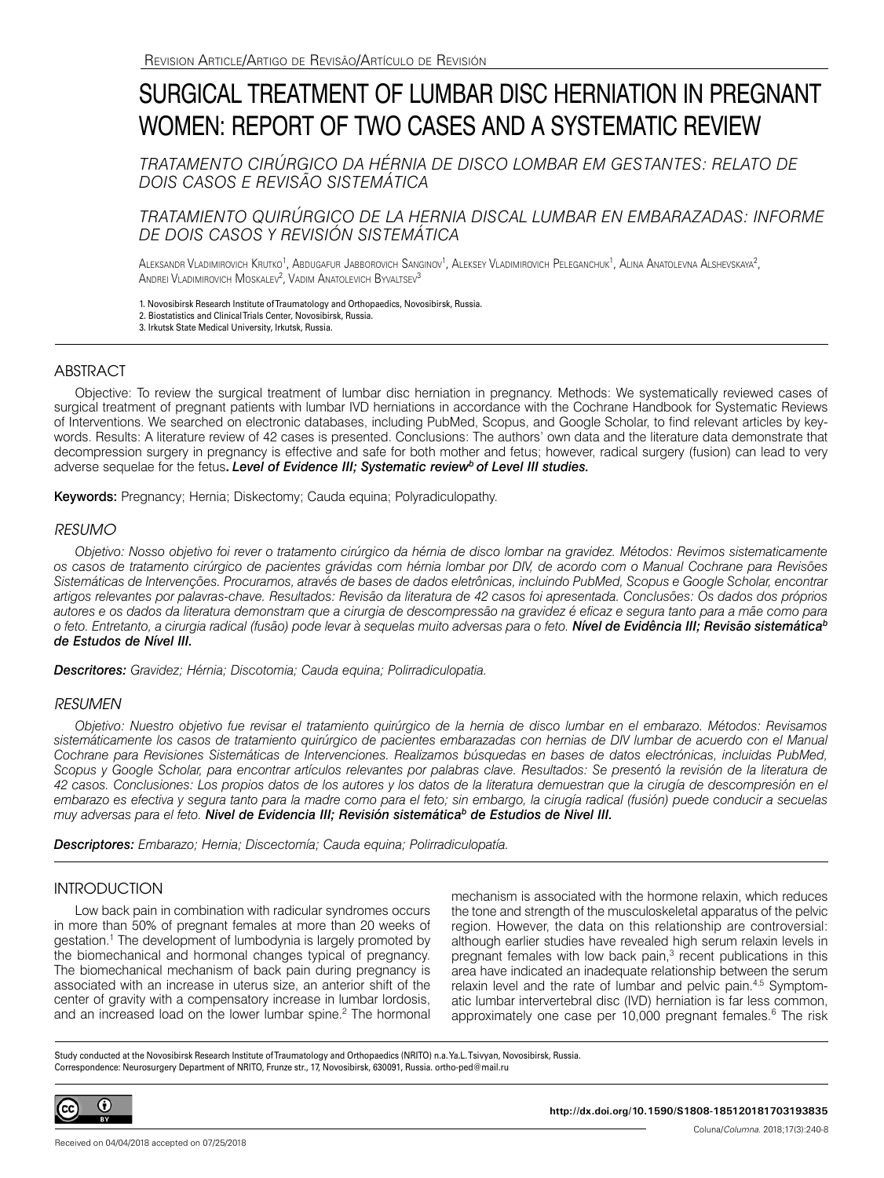Revision Article/Artigo de Revisão/Artículo de Revisión

# SURGICAL TREATMENT OF LUMBAR DISC HERNIATION IN PREGNANT WOMEN: REPORT OF TWO CASES AND A SYSTEMATIC REVIEW

*TRATAMENTO CIRÚRGICO DA HÉRNIA DE DISCO LOMBAR EM GESTANTES: RELATO DE DOIS CASOS E REVISÃO SISTEMÁTICA*

*TRATAMIENTO QUIRÚRGICO DE LA HERNIA DISCAL LUMBAR EN EMBARAZADAS: INFORME DE DOIS CASOS Y REVISIÓN SISTEMÁTICA*

Aleksandr Vladimirovich Krutko[1], Abdugafur Jabborovich Sanginov[1], Aleksey Vladimirovich Peleganchuk[1], Alina Anatolevna Alshevskaya[2], Andrei Vladimirovich Moskalev[2], Vadim Anatolevich Byvaltsev[3]

1. Novosibirsk Research Institute of Traumatology and Orthopaedics, Novosibirsk, Russia.
2. Biostatistics and Clinical Trials Center, Novosibirsk, Russia.
3. Irkutsk State Medical University, Irkutsk, Russia.

## ABSTRACT

Objective: To review the surgical treatment of lumbar disc herniation in pregnancy. Methods: We systematically reviewed cases of surgical treatment of pregnant patients with lumbar IVD herniations in accordance with the Cochrane Handbook for Systematic Reviews of Interventions. We searched on electronic databases, including PubMed, Scopus, and Google Scholar, to find relevant articles by keywords. Results: A literature review of 42 cases is presented. Conclusions: The authors' own data and the literature data demonstrate that decompression surgery in pregnancy is effective and safe for both mother and fetus; however, radical surgery (fusion) can lead to very adverse sequelae for the fetus**. *Level of Evidence III; Systematic review[b] of Level III studies.***

**Keywords:** Pregnancy; Hernia; Diskectomy; Cauda equina; Polyradiculopathy.

## *RESUMO*

*Objetivo: Nosso objetivo foi rever o tratamento cirúrgico da hérnia de disco lombar na gravidez. Métodos: Revimos sistematicamente os casos de tratamento cirúrgico de pacientes grávidas com hérnia lombar por DIV, de acordo com o Manual Cochrane para Revisões Sistemáticas de Intervenções. Procuramos, através de bases de dados eletrônicas, incluindo PubMed, Scopus e Google Scholar, encontrar artigos relevantes por palavras-chave. Resultados: Revisão da literatura de 42 casos foi apresentada. Conclusões: Os dados dos próprios autores e os dados da literatura demonstram que a cirurgia de descompressão na gravidez é eficaz e segura tanto para a mãe como para o feto. Entretanto, a cirurgia radical (fusão) pode levar à sequelas muito adversas para o feto.* ***Nível de Evidência III; Revisão sistemática[b] de Estudos de Nível III.***

***Descritores:*** *Gravidez; Hérnia; Discotomia; Cauda equina; Polirradiculopatia.*

## *RESUMEN*

*Objetivo: Nuestro objetivo fue revisar el tratamiento quirúrgico de la hernia de disco lumbar en el embarazo. Métodos: Revisamos sistemáticamente los casos de tratamiento quirúrgico de pacientes embarazadas con hernias de DIV lumbar de acuerdo con el Manual Cochrane para Revisiones Sistemáticas de Intervenciones. Realizamos búsquedas en bases de datos electrónicas, incluidas PubMed, Scopus y Google Scholar, para encontrar artículos relevantes por palabras clave. Resultados: Se presentó la revisión de la literatura de 42 casos. Conclusiones: Los propios datos de los autores y los datos de la literatura demuestran que la cirugía de descompresión en el embarazo es efectiva y segura tanto para la madre como para el feto; sin embargo, la cirugía radical (fusión) puede conducir a secuelas muy adversas para el feto.* ***Nivel de Evidencia III; Revisión sistemática[b] de Estudios de Nivel III.***

***Descriptores:*** *Embarazo; Hernia; Discectomía; Cauda equina; Polirradiculopatía.*

## INTRODUCTION

Low back pain in combination with radicular syndromes occurs in more than 50% of pregnant females at more than 20 weeks of gestation.[1] The development of lumbodynia is largely promoted by the biomechanical and hormonal changes typical of pregnancy. The biomechanical mechanism of back pain during pregnancy is associated with an increase in uterus size, an anterior shift of the center of gravity with a compensatory increase in lumbar lordosis, and an increased load on the lower lumbar spine.[2] The hormonal mechanism is associated with the hormone relaxin, which reduces the tone and strength of the musculoskeletal apparatus of the pelvic region. However, the data on this relationship are controversial: although earlier studies have revealed high serum relaxin levels in pregnant females with low back pain,[3] recent publications in this area have indicated an inadequate relationship between the serum relaxin level and the rate of lumbar and pelvic pain.[4,5] Symptomatic lumbar intervertebral disc (IVD) herniation is far less common, approximately one case per 10,000 pregnant females.[6] The risk

Study conducted at the Novosibirsk Research Institute of Traumatology and Orthopaedics (NRITO) n.a. Ya.L. Tsivyan, Novosibirsk, Russia.
Correspondence: Neurosurgery Department of NRITO, Frunze str., 17, Novosibirsk, 630091, Russia. ortho-ped@mail.ru

http://dx.doi.org/10.1590/S1808-185120181703193835

Received on 04/04/2018 accepted on 07/25/2018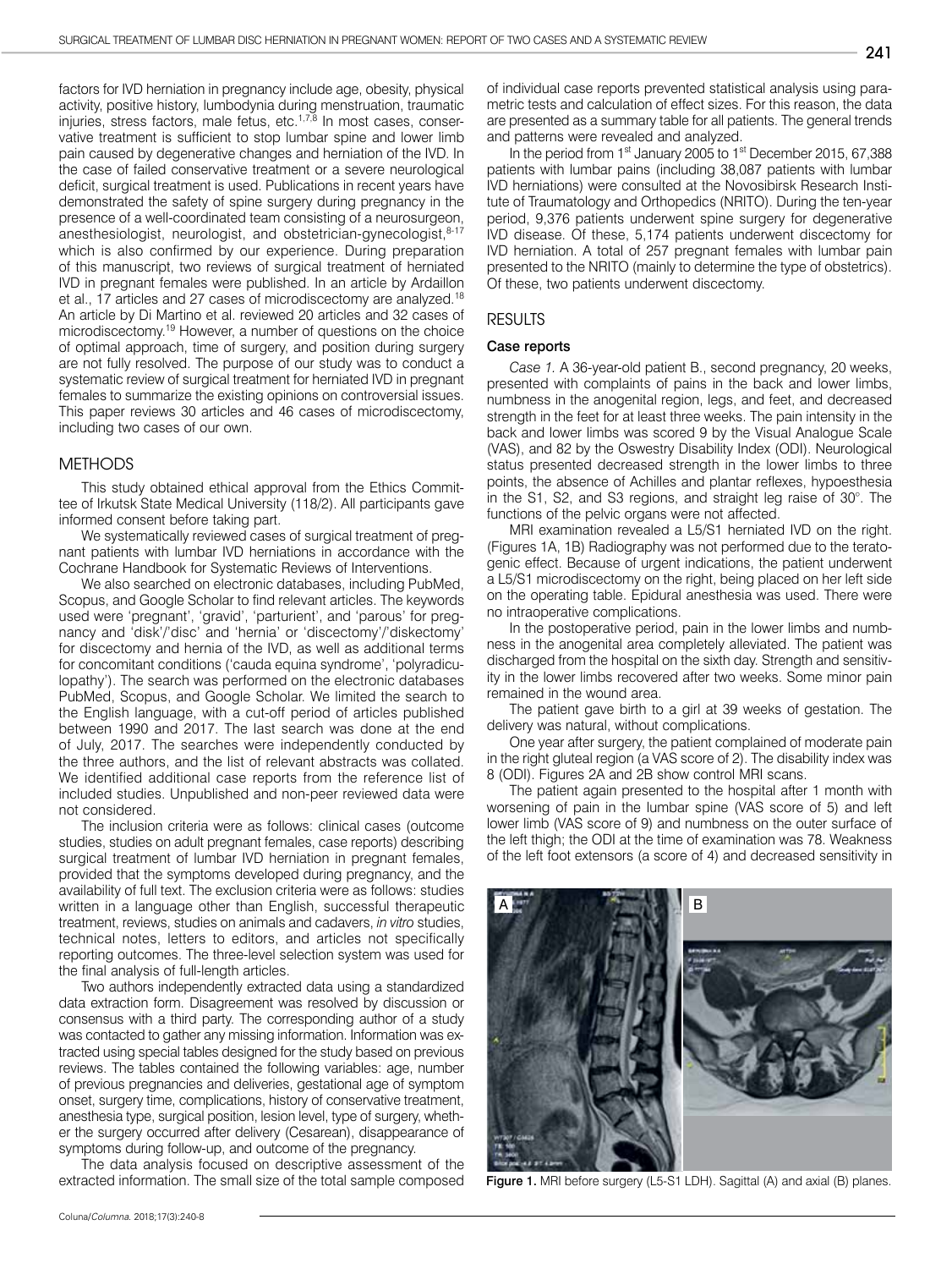factors for IVD herniation in pregnancy include age, obesity, physical activity, positive history, lumbodynia during menstruation, traumatic injuries, stress factors, male fetus, etc.[1,7,8] In most cases, conservative treatment is sufficient to stop lumbar spine and lower limb pain caused by degenerative changes and herniation of the IVD. In the case of failed conservative treatment or a severe neurological deficit, surgical treatment is used. Publications in recent years have demonstrated the safety of spine surgery during pregnancy in the presence of a well-coordinated team consisting of a neurosurgeon, anesthesiologist, neurologist, and obstetrician-gynecologist,[8-17] which is also confirmed by our experience. During preparation of this manuscript, two reviews of surgical treatment of herniated IVD in pregnant females were published. In an article by Ardaillon et al., 17 articles and 27 cases of microdiscectomy are analyzed.[18] An article by Di Martino et al. reviewed 20 articles and 32 cases of microdiscectomy.[19] However, a number of questions on the choice of optimal approach, time of surgery, and position during surgery are not fully resolved. The purpose of our study was to conduct a systematic review of surgical treatment for herniated IVD in pregnant females to summarize the existing opinions on controversial issues. This paper reviews 30 articles and 46 cases of microdiscectomy, including two cases of our own.

## METHODS

This study obtained ethical approval from the Ethics Committee of Irkutsk State Medical University (118/2). All participants gave informed consent before taking part.

We systematically reviewed cases of surgical treatment of pregnant patients with lumbar IVD herniations in accordance with the Cochrane Handbook for Systematic Reviews of Interventions.

We also searched on electronic databases, including PubMed, Scopus, and Google Scholar to find relevant articles. The keywords used were 'pregnant', 'gravid', 'parturient', and 'parous' for pregnancy and 'disk'/'disc' and 'hernia' or 'discectomy'/'diskectomy' for discectomy and hernia of the IVD, as well as additional terms for concomitant conditions ('cauda equina syndrome', 'polyradiculopathy'). The search was performed on the electronic databases PubMed, Scopus, and Google Scholar. We limited the search to the English language, with a cut-off period of articles published between 1990 and 2017. The last search was done at the end of July, 2017. The searches were independently conducted by the three authors, and the list of relevant abstracts was collated. We identified additional case reports from the reference list of included studies. Unpublished and non-peer reviewed data were not considered.

The inclusion criteria were as follows: clinical cases (outcome studies, studies on adult pregnant females, case reports) describing surgical treatment of lumbar IVD herniation in pregnant females, provided that the symptoms developed during pregnancy, and the availability of full text. The exclusion criteria were as follows: studies written in a language other than English, successful therapeutic treatment, reviews, studies on animals and cadavers, *in vitro* studies, technical notes, letters to editors, and articles not specifically reporting outcomes. The three-level selection system was used for the final analysis of full-length articles.

Two authors independently extracted data using a standardized data extraction form. Disagreement was resolved by discussion or consensus with a third party. The corresponding author of a study was contacted to gather any missing information. Information was extracted using special tables designed for the study based on previous reviews. The tables contained the following variables: age, number of previous pregnancies and deliveries, gestational age of symptom onset, surgery time, complications, history of conservative treatment, anesthesia type, surgical position, lesion level, type of surgery, whether the surgery occurred after delivery (Cesarean), disappearance of symptoms during follow-up, and outcome of the pregnancy.

The data analysis focused on descriptive assessment of the extracted information. The small size of the total sample composed of individual case reports prevented statistical analysis using parametric tests and calculation of effect sizes. For this reason, the data are presented as a summary table for all patients. The general trends and patterns were revealed and analyzed.

In the period from 1st January 2005 to 1st December 2015, 67,388 patients with lumbar pains (including 38,087 patients with lumbar IVD herniations) were consulted at the Novosibirsk Research Institute of Traumatology and Orthopedics (NRITO). During the ten-year period, 9,376 patients underwent spine surgery for degenerative IVD disease. Of these, 5,174 patients underwent discectomy for IVD herniation. A total of 257 pregnant females with lumbar pain presented to the NRITO (mainly to determine the type of obstetrics). Of these, two patients underwent discectomy.

## RESULTS

### Case reports

*Case 1.* A 36-year-old patient B., second pregnancy, 20 weeks, presented with complaints of pains in the back and lower limbs, numbness in the anogenital region, legs, and feet, and decreased strength in the feet for at least three weeks. The pain intensity in the back and lower limbs was scored 9 by the Visual Analogue Scale (VAS), and 82 by the Oswestry Disability Index (ODI). Neurological status presented decreased strength in the lower limbs to three points, the absence of Achilles and plantar reflexes, hypoesthesia in the S1, S2, and S3 regions, and straight leg raise of 30°. The functions of the pelvic organs were not affected.

MRI examination revealed a L5/S1 herniated IVD on the right. (Figures 1A, 1B) Radiography was not performed due to the teratogenic effect. Because of urgent indications, the patient underwent a L5/S1 microdiscectomy on the right, being placed on her left side on the operating table. Epidural anesthesia was used. There were no intraoperative complications.

In the postoperative period, pain in the lower limbs and numbness in the anogenital area completely alleviated. The patient was discharged from the hospital on the sixth day. Strength and sensitivity in the lower limbs recovered after two weeks. Some minor pain remained in the wound area.

The patient gave birth to a girl at 39 weeks of gestation. The delivery was natural, without complications.

One year after surgery, the patient complained of moderate pain in the right gluteal region (a VAS score of 2). The disability index was 8 (ODI). Figures 2A and 2B show control MRI scans.

The patient again presented to the hospital after 1 month with worsening of pain in the lumbar spine (VAS score of 5) and left lower limb (VAS score of 9) and numbness on the outer surface of the left thigh; the ODI at the time of examination was 78. Weakness of the left foot extensors (a score of 4) and decreased sensitivity in

Figure 1. MRI before surgery (L5-S1 LDH). Sagittal (A) and axial (B) planes.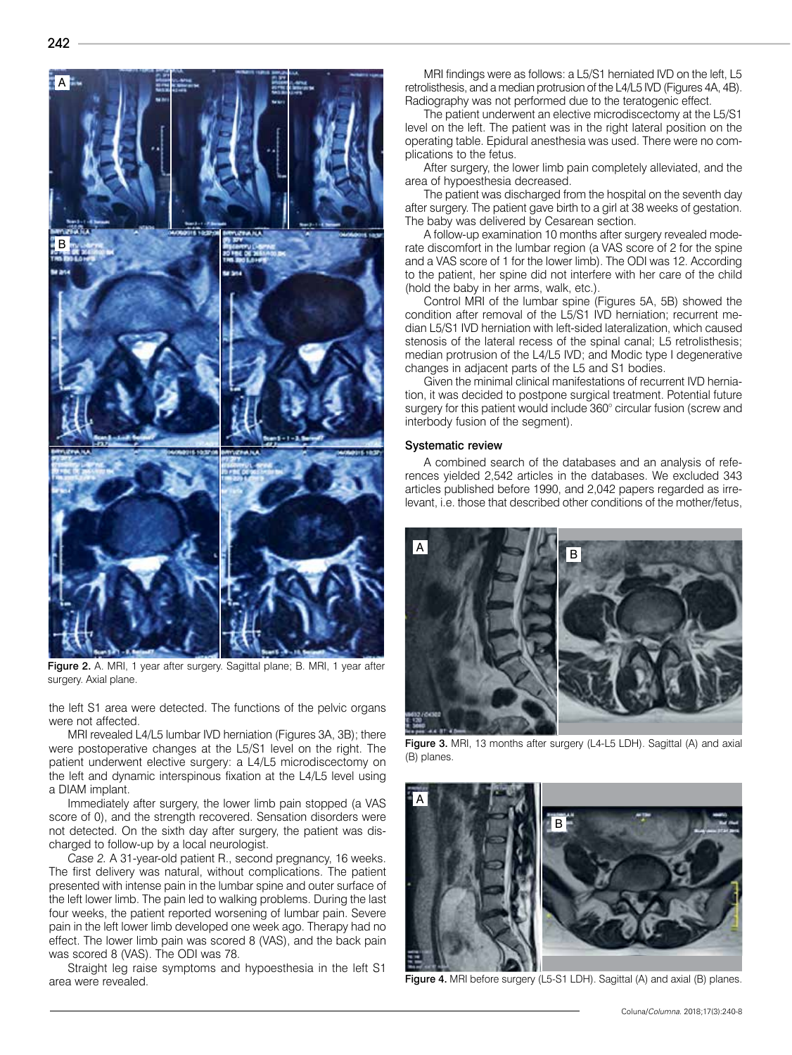Figure 2. A. MRI, 1 year after surgery. Sagittal plane; B. MRI, 1 year after surgery. Axial plane.

the left S1 area were detected. The functions of the pelvic organs were not affected.

MRI revealed L4/L5 lumbar IVD herniation (Figures 3A, 3B); there were postoperative changes at the L5/S1 level on the right. The patient underwent elective surgery: a L4/L5 microdiscectomy on the left and dynamic interspinous fixation at the L4/L5 level using a DIAM implant.

Immediately after surgery, the lower limb pain stopped (a VAS score of 0), and the strength recovered. Sensation disorders were not detected. On the sixth day after surgery, the patient was discharged to follow-up by a local neurologist.

*Case 2.* A 31-year-old patient R., second pregnancy, 16 weeks. The first delivery was natural, without complications. The patient presented with intense pain in the lumbar spine and outer surface of the left lower limb. The pain led to walking problems. During the last four weeks, the patient reported worsening of lumbar pain. Severe pain in the left lower limb developed one week ago. Therapy had no effect. The lower limb pain was scored 8 (VAS), and the back pain was scored 8 (VAS). The ODI was 78.

Straight leg raise symptoms and hypoesthesia in the left S1 area were revealed.

MRI findings were as follows: a L5/S1 herniated IVD on the left, L5 retrolisthesis, and a median protrusion of the L4/L5 IVD (Figures 4A, 4B). Radiography was not performed due to the teratogenic effect.

The patient underwent an elective microdiscectomy at the L5/S1 level on the left. The patient was in the right lateral position on the operating table. Epidural anesthesia was used. There were no complications to the fetus.

After surgery, the lower limb pain completely alleviated, and the area of hypoesthesia decreased.

The patient was discharged from the hospital on the seventh day after surgery. The patient gave birth to a girl at 38 weeks of gestation. The baby was delivered by Cesarean section.

A follow-up examination 10 months after surgery revealed moderate discomfort in the lumbar region (a VAS score of 2 for the spine and a VAS score of 1 for the lower limb). The ODI was 12. According to the patient, her spine did not interfere with her care of the child (hold the baby in her arms, walk, etc.).

Control MRI of the lumbar spine (Figures 5A, 5B) showed the condition after removal of the L5/S1 IVD herniation; recurrent median L5/S1 IVD herniation with left-sided lateralization, which caused stenosis of the lateral recess of the spinal canal; L5 retrolisthesis; median protrusion of the L4/L5 IVD; and Modic type I degenerative changes in adjacent parts of the L5 and S1 bodies.

Given the minimal clinical manifestations of recurrent IVD herniation, it was decided to postpone surgical treatment. Potential future surgery for this patient would include 360° circular fusion (screw and interbody fusion of the segment).

### Systematic review

A combined search of the databases and an analysis of references yielded 2,542 articles in the databases. We excluded 343 articles published before 1990, and 2,042 papers regarded as irrelevant, i.e. those that described other conditions of the mother/fetus,

Figure 3. MRI, 13 months after surgery (L4-L5 LDH). Sagittal (A) and axial (B) planes.

Figure 4. MRI before surgery (L5-S1 LDH). Sagittal (A) and axial (B) planes.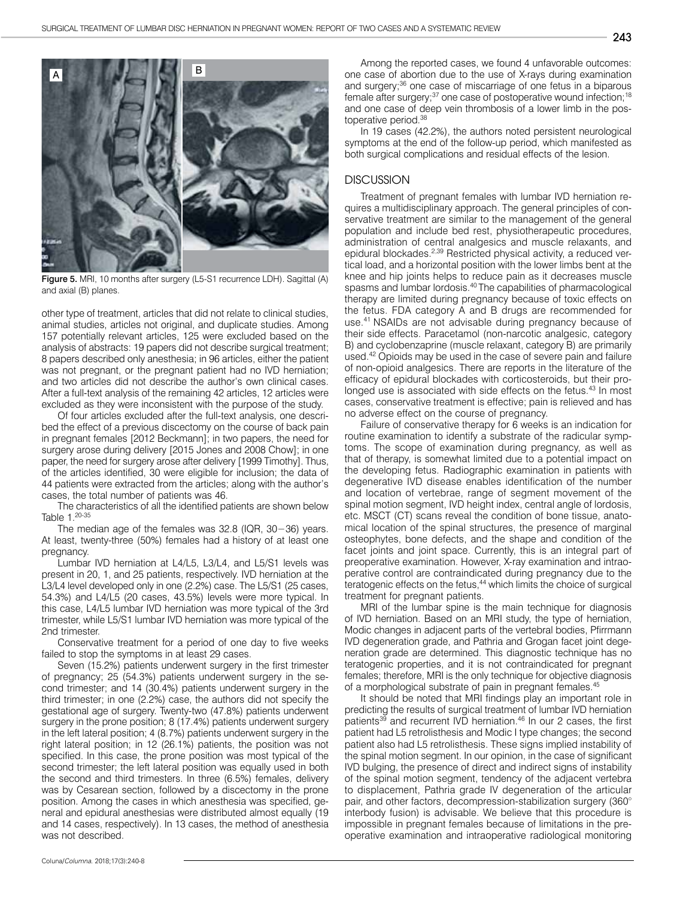Figure 5. MRI, 10 months after surgery (L5-S1 recurrence LDH). Sagittal (A) and axial (B) planes.

other type of treatment, articles that did not relate to clinical studies, animal studies, articles not original, and duplicate studies. Among 157 potentially relevant articles, 125 were excluded based on the analysis of abstracts: 19 papers did not describe surgical treatment; 8 papers described only anesthesia; in 96 articles, either the patient was not pregnant, or the pregnant patient had no IVD herniation; and two articles did not describe the author's own clinical cases. After a full-text analysis of the remaining 42 articles, 12 articles were excluded as they were inconsistent with the purpose of the study.

Of four articles excluded after the full-text analysis, one described the effect of a previous discectomy on the course of back pain in pregnant females [2012 Beckmann]; in two papers, the need for surgery arose during delivery [2015 Jones and 2008 Chow]; in one paper, the need for surgery arose after delivery [1999 Timothy]. Thus, of the articles identified, 30 were eligible for inclusion; the data of 44 patients were extracted from the articles; along with the author's cases, the total number of patients was 46.

The characteristics of all the identified patients are shown below Table 1.[20-35]

The median age of the females was 32.8 (IQR, 30−36) years. At least, twenty-three (50%) females had a history of at least one pregnancy.

Lumbar IVD herniation at L4/L5, L3/L4, and L5/S1 levels was present in 20, 1, and 25 patients, respectively. IVD herniation at the L3/L4 level developed only in one (2.2%) case. The L5/S1 (25 cases, 54.3%) and L4/L5 (20 cases, 43.5%) levels were more typical. In this case, L4/L5 lumbar IVD herniation was more typical of the 3rd trimester, while L5/S1 lumbar IVD herniation was more typical of the 2nd trimester.

Conservative treatment for a period of one day to five weeks failed to stop the symptoms in at least 29 cases.

Seven (15.2%) patients underwent surgery in the first trimester of pregnancy; 25 (54.3%) patients underwent surgery in the second trimester; and 14 (30.4%) patients underwent surgery in the third trimester; in one (2.2%) case, the authors did not specify the gestational age of surgery. Twenty-two (47.8%) patients underwent surgery in the prone position; 8 (17.4%) patients underwent surgery in the left lateral position; 4 (8.7%) patients underwent surgery in the right lateral position; in 12 (26.1%) patients, the position was not specified. In this case, the prone position was most typical of the second trimester; the left lateral position was equally used in both the second and third trimesters. In three (6.5%) females, delivery was by Cesarean section, followed by a discectomy in the prone position. Among the cases in which anesthesia was specified, general and epidural anesthesias were distributed almost equally (19 and 14 cases, respectively). In 13 cases, the method of anesthesia was not described.

Among the reported cases, we found 4 unfavorable outcomes: one case of abortion due to the use of X-rays during examination and surgery;[36] one case of miscarriage of one fetus in a biparous female after surgery;[37] one case of postoperative wound infection;[18] and one case of deep vein thrombosis of a lower limb in the postoperative period.[38]

In 19 cases (42.2%), the authors noted persistent neurological symptoms at the end of the follow-up period, which manifested as both surgical complications and residual effects of the lesion.

## DISCUSSION

Treatment of pregnant females with lumbar IVD herniation requires a multidisciplinary approach. The general principles of conservative treatment are similar to the management of the general population and include bed rest, physiotherapeutic procedures, administration of central analgesics and muscle relaxants, and epidural blockades.[2,39] Restricted physical activity, a reduced vertical load, and a horizontal position with the lower limbs bent at the knee and hip joints helps to reduce pain as it decreases muscle spasms and lumbar lordosis.[40] The capabilities of pharmacological therapy are limited during pregnancy because of toxic effects on the fetus. FDA category A and B drugs are recommended for use.[41] NSAIDs are not advisable during pregnancy because of their side effects. Paracetamol (non-narcotic analgesic, category B) and cyclobenzaprine (muscle relaxant, category B) are primarily used.[42] Opioids may be used in the case of severe pain and failure of non-opioid analgesics. There are reports in the literature of the efficacy of epidural blockades with corticosteroids, but their prolonged use is associated with side effects on the fetus.[43] In most cases, conservative treatment is effective; pain is relieved and has no adverse effect on the course of pregnancy.

Failure of conservative therapy for 6 weeks is an indication for routine examination to identify a substrate of the radicular symptoms. The scope of examination during pregnancy, as well as that of therapy, is somewhat limited due to a potential impact on the developing fetus. Radiographic examination in patients with degenerative IVD disease enables identification of the number and location of vertebrae, range of segment movement of the spinal motion segment, IVD height index, central angle of lordosis, etc. MSCT (CT) scans reveal the condition of bone tissue, anatomical location of the spinal structures, the presence of marginal osteophytes, bone defects, and the shape and condition of the facet joints and joint space. Currently, this is an integral part of preoperative examination. However, X-ray examination and intraoperative control are contraindicated during pregnancy due to the teratogenic effects on the fetus,[44] which limits the choice of surgical treatment for pregnant patients.

MRI of the lumbar spine is the main technique for diagnosis of IVD herniation. Based on an MRI study, the type of herniation, Modic changes in adjacent parts of the vertebral bodies, Pfirrmann IVD degeneration grade, and Pathria and Grogan facet joint degeneration grade are determined. This diagnostic technique has no teratogenic properties, and it is not contraindicated for pregnant females; therefore, MRI is the only technique for objective diagnosis of a morphological substrate of pain in pregnant females.[45]

It should be noted that MRI findings play an important role in predicting the results of surgical treatment of lumbar IVD herniation patients[39] and recurrent IVD herniation.[46] In our 2 cases, the first patient had L5 retrolisthesis and Modic I type changes; the second patient also had L5 retrolisthesis. These signs implied instability of the spinal motion segment. In our opinion, in the case of significant IVD bulging, the presence of direct and indirect signs of instability of the spinal motion segment, tendency of the adjacent vertebra to displacement, Pathria grade IV degeneration of the articular pair, and other factors, decompression-stabilization surgery (360° interbody fusion) is advisable. We believe that this procedure is impossible in pregnant females because of limitations in the preoperative examination and intraoperative radiological monitoring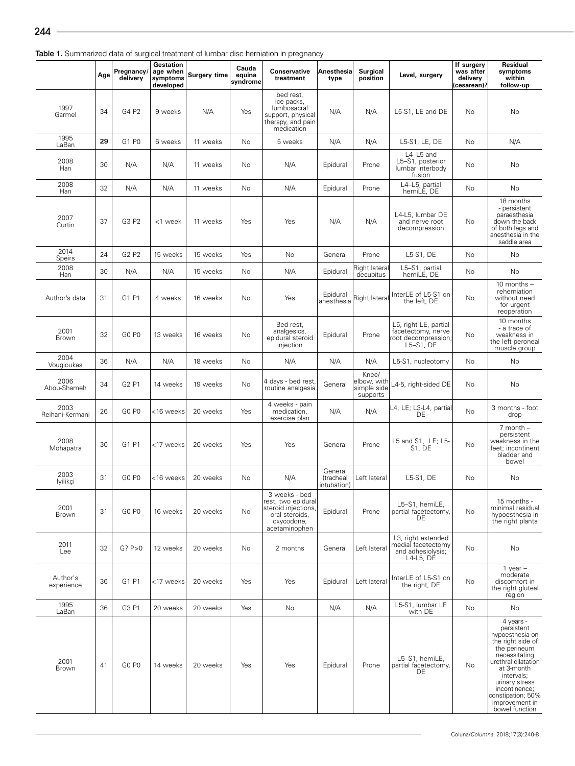**Table 1.** Summarized data of surgical treatment of lumbar disc herniation in pregnancy.

| | Age | Pregnancy/ delivery | Gestation age when symptoms developed | Surgery time | Cauda equina syndrome | Conservative treatment | Anesthesia type | Surgical position | Level, surgery | If surgery was after delivery (cesarean)? | Residual symptoms within follow-up |
|---|---|---|---|---|---|---|---|---|---|---|---|
| 1997 Garmel | 34 | G4 P2 | 9 weeks | N/A | Yes | bed rest, ice packs, lumbosacral support, physical therapy, and pain medication | N/A | N/A | L5-S1, LE and DE | No | No |
| 1995 LaBan | **29** | G1 P0 | 6 weeks | 11 weeks | No | 5 weeks | N/A | N/A | L5-S1, LE, DE | No | N/A |
| 2008 Han | 30 | N/A | N/A | 11 weeks | No | N/A | Epidural | Prone | L4–L5 and L5–S1, posterior lumbar interbody fusion | No | No |
| 2008 Han | 32 | N/A | N/A | 11 weeks | No | N/A | Epidural | Prone | L4–L5, partial hemiLE, DE | No | No |
| 2007 Curtin | 37 | G3 P2 | <1 week | 11 weeks | Yes | Yes | N/A | N/A | L4-L5, lumbar DE and nerve root decompression | No | 18 months - persistent paraesthesia down the back of both legs and anesthesia in the saddle area |
| 2014 Speirs | 24 | G2 P2 | 15 weeks | 15 weeks | Yes | No | General | Prone | L5-S1, DE | No | No |
| 2008 Han | 30 | N/A | N/A | 15 weeks | No | N/A | Epidural | Right lateral decubitus | L5–S1, partial hemiLE, DE | No | No |
| Author's data | 31 | G1 P1 | 4 weeks | 16 weeks | No | Yes | Epidural anesthesia | Right lateral | InterLE of L5-S1 on the left, DE | No | 10 months – reherniation without need for urgent reoperation |
| 2001 Brown | 32 | G0 P0 | 13 weeks | 16 weeks | No | Bed rest, analgesics, epidural steroid injection | Epidural | Prone | L5, right LE, partial facetectomy, nerve root decompression; L5–S1, DE | No | 10 months - a trace of weakness in the left peroneal muscle group |
| 2004 Vougioukas | 36 | N/A | N/A | 18 weeks | No | N/A | N/A | N/A | L5-S1, nucleotomy | No | No |
| 2006 Abou-Shameh | 34 | G2 P1 | 14 weeks | 19 weeks | No | 4 days - bed rest, routine analgesia | General | Knee/ elbow, with simple side supports | L4-5, right-sided DE | No | No |
| 2003 Reihani-Kermani | 26 | G0 P0 | <16 weeks | 20 weeks | Yes | 4 weeks - pain medication, exercise plan | N/A | N/A | L4, LE; L3-L4, partial DE | No | 3 months - foot drop |
| 2008 Mohapatra | 30 | G1 P1 | <17 weeks | 20 weeks | Yes | Yes | General | Prone | L5 and S1, LE; L5-S1, DE | No | 7 month – persistent weakness in the feet; incontinent bladder and bowel |
| 2003 Iyilikçi | 31 | G0 P0 | <16 weeks | 20 weeks | No | N/A | General (tracheal intubation) | Left lateral | L5-S1, DE | No | No |
| 2001 Brown | 31 | G0 P0 | 16 weeks | 20 weeks | No | 3 weeks - bed rest, two epidural steroid injections, oral steroids, oxycodone, acetaminophen | Epidural | Prone | L5–S1, hemiLE, partial facetectomy, DE | No | 15 months - minimal residual hypoesthesia in the right planta |
| 2011 Lee | 32 | G? P>0 | 12 weeks | 20 weeks | No | 2 months | General | Left lateral | L3, right extended medial facetectomy and adhesiolysis; L4-L5, DE | No | No |
| Author's experience | 36 | G1 P1 | <17 weeks | 20 weeks | Yes | Yes | Epidural | Left lateral | InterLE of L5-S1 on the right, DE | No | 1 year – moderate discomfort in the right gluteal region |
| 1995 LaBan | 36 | G3 P1 | 20 weeks | 20 weeks | Yes | No | N/A | N/A | L5-S1, lumbar LE with DE | No | No |
| 2001 Brown | 41 | G0 P0 | 14 weeks | 20 weeks | Yes | Yes | Epidural | Prone | L5–S1, hemiLE, partial facetectomy, DE | No | 4 years - persistent hypoesthesia on the right side of the perineum necessitating urethral dilatation at 3-month intervals; urinary stress incontinence; constipation; 50% improvement in bowel function |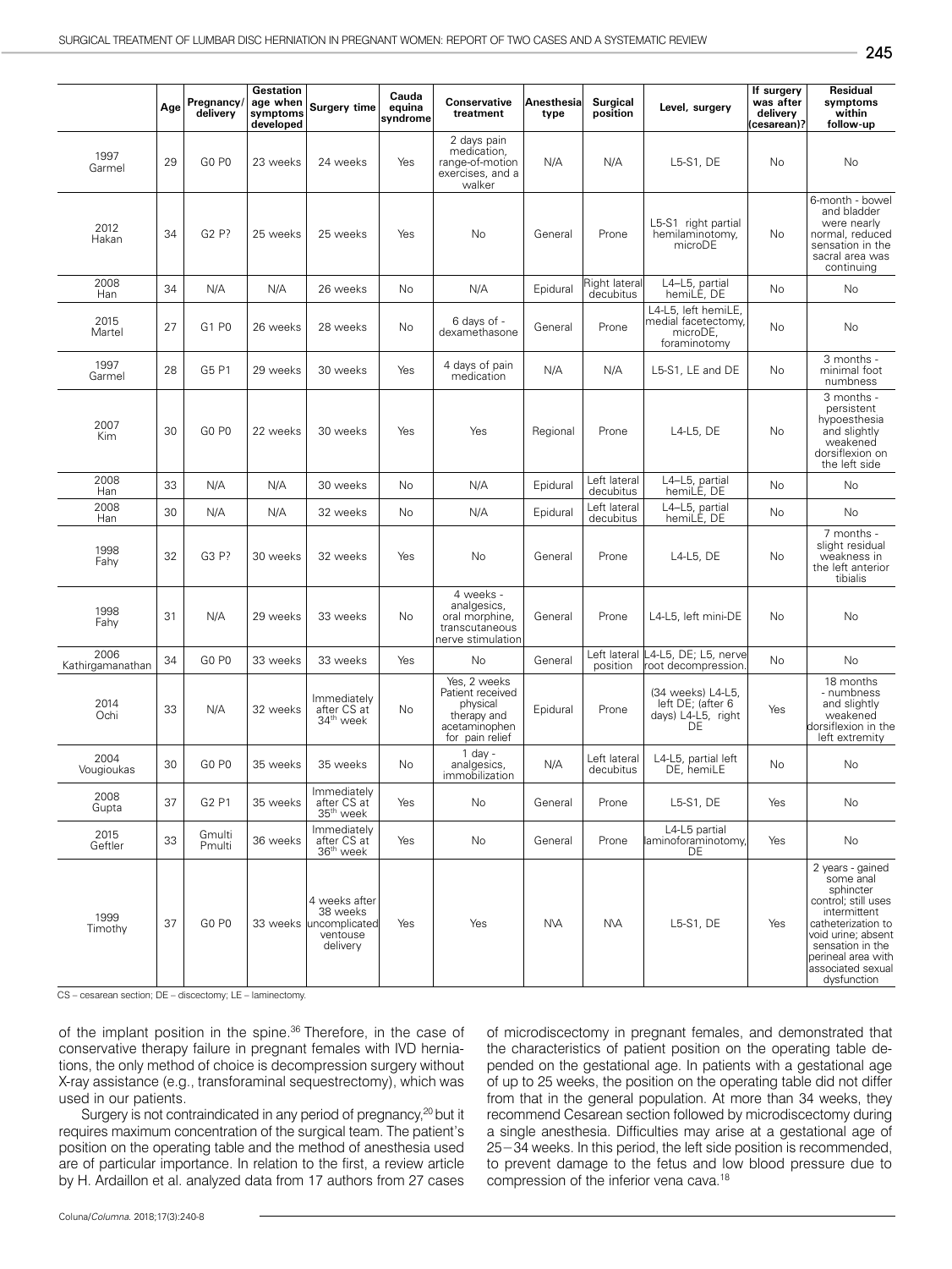| | Age | Pregnancy/ delivery | Gestation age when symptoms developed | Surgery time | Cauda equina syndrome | Conservative treatment | Anesthesia type | Surgical position | Level, surgery | If surgery was after delivery (cesarean)? | Residual symptoms within follow-up |
|---|---|---|---|---|---|---|---|---|---|---|---|
| 1997 Garmel | 29 | G0 P0 | 23 weeks | 24 weeks | Yes | 2 days pain medication, range-of-motion exercises, and a walker | N/A | N/A | L5-S1, DE | No | No |
| 2012 Hakan | 34 | G2 P? | 25 weeks | 25 weeks | Yes | No | General | Prone | L5-S1 right partial hemilaminotomy, microDE | No | 6-month - bowel and bladder were nearly normal, reduced sensation in the sacral area was continuing |
| 2008 Han | 34 | N/A | N/A | 26 weeks | No | N/A | Epidural | Right lateral decubitus | L4–L5, partial hemiLE, DE | No | No |
| 2015 Martel | 27 | G1 P0 | 26 weeks | 28 weeks | No | 6 days of - dexamethasone | General | Prone | L4-L5, left hemiLE, medial facetectomy, microDE, foraminotomy | No | No |
| 1997 Garmel | 28 | G5 P1 | 29 weeks | 30 weeks | Yes | 4 days of pain medication | N/A | N/A | L5-S1, LE and DE | No | 3 months - minimal foot numbness |
| 2007 Kim | 30 | G0 P0 | 22 weeks | 30 weeks | Yes | Yes | Regional | Prone | L4-L5, DE | No | 3 months - persistent hypoesthesia and slightly weakened dorsiflexion on the left side |
| 2008 Han | 33 | N/A | N/A | 30 weeks | No | N/A | Epidural | Left lateral decubitus | L4–L5, partial hemiLE, DE | No | No |
| 2008 Han | 30 | N/A | N/A | 32 weeks | No | N/A | Epidural | Left lateral decubitus | L4–L5, partial hemiLE, DE | No | No |
| 1998 Fahy | 32 | G3 P? | 30 weeks | 32 weeks | Yes | No | General | Prone | L4-L5, DE | No | 7 months - slight residual weakness in the left anterior tibialis |
| 1998 Fahy | 31 | N/A | 29 weeks | 33 weeks | No | 4 weeks - analgesics, oral morphine, transcutaneous nerve stimulation | General | Prone | L4-L5, left mini-DE | No | No |
| 2006 Kathirgamanathan | 34 | G0 P0 | 33 weeks | 33 weeks | Yes | No | General | Left lateral position | L4-L5, DE; L5, nerve root decompression. | No | No |
| 2014 Ochi | 33 | N/A | 32 weeks | Immediately after CS at 34th week | No | Yes, 2 weeks Patient received physical therapy and acetaminophen for pain relief | Epidural | Prone | (34 weeks) L4-L5, left DE; (after 6 days) L4-L5, right DE | Yes | 18 months - numbness and slightly weakened dorsiflexion in the left extremity |
| 2004 Vougioukas | 30 | G0 P0 | 35 weeks | 35 weeks | No | 1 day - analgesics, immobilization | N/A | Left lateral decubitus | L4-L5, partial left DE, hemiLE | No | No |
| 2008 Gupta | 37 | G2 P1 | 35 weeks | Immediately after CS at 35th week | Yes | No | General | Prone | L5-S1, DE | Yes | No |
| 2015 Geftler | 33 | Gmulti Pmulti | 36 weeks | Immediately after CS at 36th week | Yes | No | General | Prone | L4-L5 partial laminoforaminotomy, DE | Yes | No |
| 1999 Timothy | 37 | G0 P0 | 33 weeks | 4 weeks after 38 weeks uncomplicated ventouse delivery | Yes | Yes | N\A | N\A | L5-S1, DE | Yes | 2 years - gained some anal sphincter control; still uses intermittent catheterization to void urine; absent sensation in the perineal area with associated sexual dysfunction |

CS – cesarean section; DE – discectomy; LE – laminectomy.

of the implant position in the spine.[36] Therefore, in the case of conservative therapy failure in pregnant females with IVD herniations, the only method of choice is decompression surgery without X-ray assistance (e.g., transforaminal sequestrectomy), which was used in our patients.

Surgery is not contraindicated in any period of pregnancy,[20] but it requires maximum concentration of the surgical team. The patient's position on the operating table and the method of anesthesia used are of particular importance. In relation to the first, a review article by H. Ardaillon et al. analyzed data from 17 authors from 27 cases of microdiscectomy in pregnant females, and demonstrated that the characteristics of patient position on the operating table depended on the gestational age. In patients with a gestational age of up to 25 weeks, the position on the operating table did not differ from that in the general population. At more than 34 weeks, they recommend Cesarean section followed by microdiscectomy during a single anesthesia. Difficulties may arise at a gestational age of 25−34 weeks. In this period, the left side position is recommended, to prevent damage to the fetus and low blood pressure due to compression of the inferior vena cava.[18]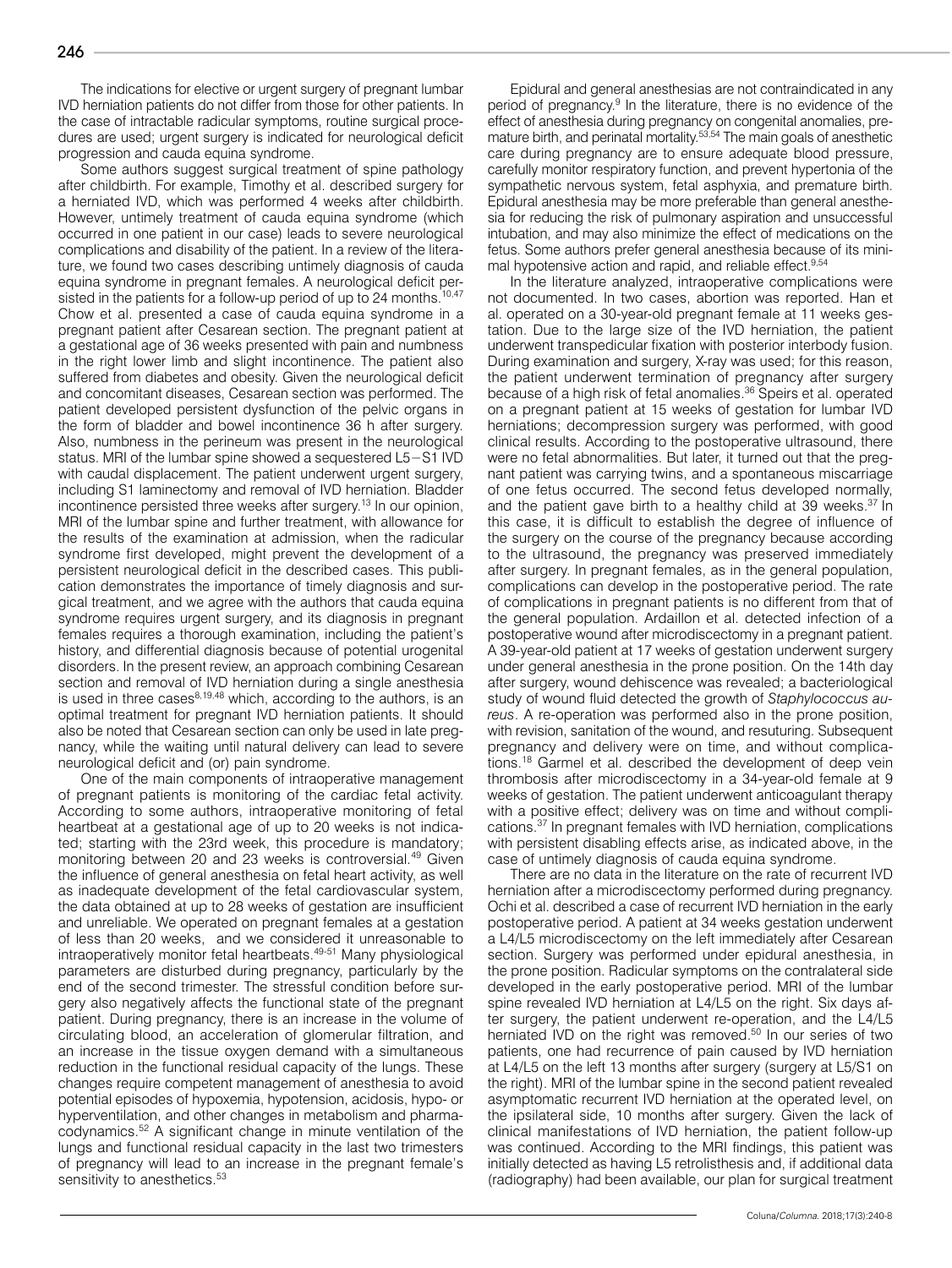The indications for elective or urgent surgery of pregnant lumbar IVD herniation patients do not differ from those for other patients. In the case of intractable radicular symptoms, routine surgical procedures are used; urgent surgery is indicated for neurological deficit progression and cauda equina syndrome.

Some authors suggest surgical treatment of spine pathology after childbirth. For example, Timothy et al. described surgery for a herniated IVD, which was performed 4 weeks after childbirth. However, untimely treatment of cauda equina syndrome (which occurred in one patient in our case) leads to severe neurological complications and disability of the patient. In a review of the literature, we found two cases describing untimely diagnosis of cauda equina syndrome in pregnant females. A neurological deficit persisted in the patients for a follow-up period of up to 24 months.[10,47] Chow et al. presented a case of cauda equina syndrome in a pregnant patient after Cesarean section. The pregnant patient at a gestational age of 36 weeks presented with pain and numbness in the right lower limb and slight incontinence. The patient also suffered from diabetes and obesity. Given the neurological deficit and concomitant diseases, Cesarean section was performed. The patient developed persistent dysfunction of the pelvic organs in the form of bladder and bowel incontinence 36 h after surgery. Also, numbness in the perineum was present in the neurological status. MRI of the lumbar spine showed a sequestered L5−S1 IVD with caudal displacement. The patient underwent urgent surgery, including S1 laminectomy and removal of IVD herniation. Bladder incontinence persisted three weeks after surgery.[13] In our opinion, MRI of the lumbar spine and further treatment, with allowance for the results of the examination at admission, when the radicular syndrome first developed, might prevent the development of a persistent neurological deficit in the described cases. This publication demonstrates the importance of timely diagnosis and surgical treatment, and we agree with the authors that cauda equina syndrome requires urgent surgery, and its diagnosis in pregnant females requires a thorough examination, including the patient's history, and differential diagnosis because of potential urogenital disorders. In the present review, an approach combining Cesarean section and removal of IVD herniation during a single anesthesia is used in three cases[8,19,48] which, according to the authors, is an optimal treatment for pregnant IVD herniation patients. It should also be noted that Cesarean section can only be used in late pregnancy, while the waiting until natural delivery can lead to severe neurological deficit and (or) pain syndrome.

One of the main components of intraoperative management of pregnant patients is monitoring of the cardiac fetal activity. According to some authors, intraoperative monitoring of fetal heartbeat at a gestational age of up to 20 weeks is not indicated; starting with the 23rd week, this procedure is mandatory; monitoring between 20 and 23 weeks is controversial.[49] Given the influence of general anesthesia on fetal heart activity, as well as inadequate development of the fetal cardiovascular system, the data obtained at up to 28 weeks of gestation are insufficient and unreliable. We operated on pregnant females at a gestation of less than 20 weeks, and we considered it unreasonable to intraoperatively monitor fetal heartbeats.[49-51] Many physiological parameters are disturbed during pregnancy, particularly by the end of the second trimester. The stressful condition before surgery also negatively affects the functional state of the pregnant patient. During pregnancy, there is an increase in the volume of circulating blood, an acceleration of glomerular filtration, and an increase in the tissue oxygen demand with a simultaneous reduction in the functional residual capacity of the lungs. These changes require competent management of anesthesia to avoid potential episodes of hypoxemia, hypotension, acidosis, hypo- or hyperventilation, and other changes in metabolism and pharmacodynamics.[52] A significant change in minute ventilation of the lungs and functional residual capacity in the last two trimesters of pregnancy will lead to an increase in the pregnant female's sensitivity to anesthetics.[53]

Epidural and general anesthesias are not contraindicated in any period of pregnancy.[9] In the literature, there is no evidence of the effect of anesthesia during pregnancy on congenital anomalies, premature birth, and perinatal mortality.[53,54] The main goals of anesthetic care during pregnancy are to ensure adequate blood pressure, carefully monitor respiratory function, and prevent hypertonia of the sympathetic nervous system, fetal asphyxia, and premature birth. Epidural anesthesia may be more preferable than general anesthesia for reducing the risk of pulmonary aspiration and unsuccessful intubation, and may also minimize the effect of medications on the fetus. Some authors prefer general anesthesia because of its minimal hypotensive action and rapid, and reliable effect.[9,54]

In the literature analyzed, intraoperative complications were not documented. In two cases, abortion was reported. Han et al. operated on a 30-year-old pregnant female at 11 weeks gestation. Due to the large size of the IVD herniation, the patient underwent transpedicular fixation with posterior interbody fusion. During examination and surgery, X-ray was used; for this reason, the patient underwent termination of pregnancy after surgery because of a high risk of fetal anomalies.[36] Speirs et al. operated on a pregnant patient at 15 weeks of gestation for lumbar IVD herniations; decompression surgery was performed, with good clinical results. According to the postoperative ultrasound, there were no fetal abnormalities. But later, it turned out that the pregnant patient was carrying twins, and a spontaneous miscarriage of one fetus occurred. The second fetus developed normally, and the patient gave birth to a healthy child at 39 weeks.[37] In this case, it is difficult to establish the degree of influence of the surgery on the course of the pregnancy because according to the ultrasound, the pregnancy was preserved immediately after surgery. In pregnant females, as in the general population, complications can develop in the postoperative period. The rate of complications in pregnant patients is no different from that of the general population. Ardaillon et al. detected infection of a postoperative wound after microdiscectomy in a pregnant patient. A 39-year-old patient at 17 weeks of gestation underwent surgery under general anesthesia in the prone position. On the 14th day after surgery, wound dehiscence was revealed; a bacteriological study of wound fluid detected the growth of *Staphylococcus aureus*. A re-operation was performed also in the prone position, with revision, sanitation of the wound, and resuturing. Subsequent pregnancy and delivery were on time, and without complications.[18] Garmel et al. described the development of deep vein thrombosis after microdiscectomy in a 34-year-old female at 9 weeks of gestation. The patient underwent anticoagulant therapy with a positive effect; delivery was on time and without complications.[37] In pregnant females with IVD herniation, complications with persistent disabling effects arise, as indicated above, in the case of untimely diagnosis of cauda equina syndrome.

There are no data in the literature on the rate of recurrent IVD herniation after a microdiscectomy performed during pregnancy. Ochi et al. described a case of recurrent IVD herniation in the early postoperative period. A patient at 34 weeks gestation underwent a L4/L5 microdiscectomy on the left immediately after Cesarean section. Surgery was performed under epidural anesthesia, in the prone position. Radicular symptoms on the contralateral side developed in the early postoperative period. MRI of the lumbar spine revealed IVD herniation at L4/L5 on the right. Six days after surgery, the patient underwent re-operation, and the L4/L5 herniated IVD on the right was removed.[50] In our series of two patients, one had recurrence of pain caused by IVD herniation at L4/L5 on the left 13 months after surgery (surgery at L5/S1 on the right). MRI of the lumbar spine in the second patient revealed asymptomatic recurrent IVD herniation at the operated level, on the ipsilateral side, 10 months after surgery. Given the lack of clinical manifestations of IVD herniation, the patient follow-up was continued. According to the MRI findings, this patient was initially detected as having L5 retrolisthesis and, if additional data (radiography) had been available, our plan for surgical treatment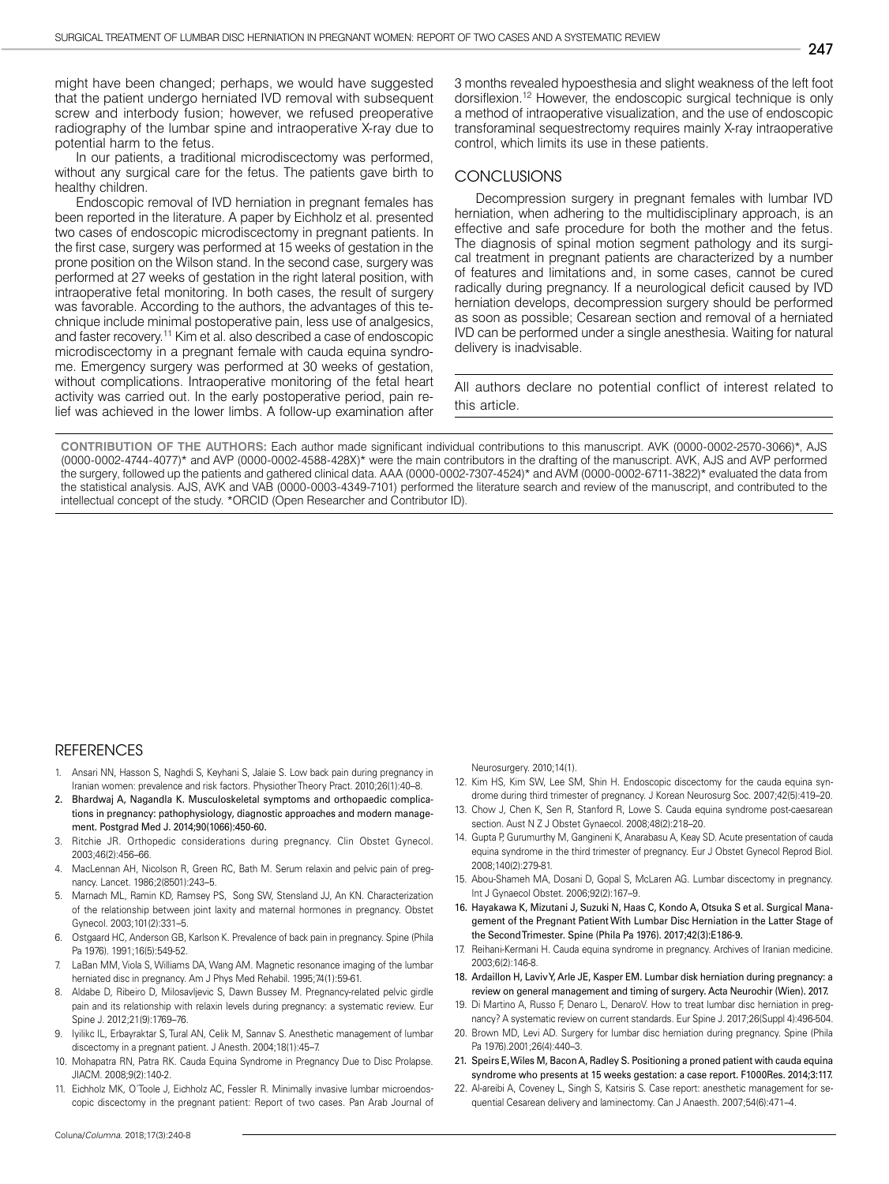might have been changed; perhaps, we would have suggested that the patient undergo herniated IVD removal with subsequent screw and interbody fusion; however, we refused preoperative radiography of the lumbar spine and intraoperative X-ray due to potential harm to the fetus.

In our patients, a traditional microdiscectomy was performed, without any surgical care for the fetus. The patients gave birth to healthy children.

Endoscopic removal of IVD herniation in pregnant females has been reported in the literature. A paper by Eichholz et al. presented two cases of endoscopic microdiscectomy in pregnant patients. In the first case, surgery was performed at 15 weeks of gestation in the prone position on the Wilson stand. In the second case, surgery was performed at 27 weeks of gestation in the right lateral position, with intraoperative fetal monitoring. In both cases, the result of surgery was favorable. According to the authors, the advantages of this technique include minimal postoperative pain, less use of analgesics, and faster recovery.[11] Kim et al. also described a case of endoscopic microdiscectomy in a pregnant female with cauda equina syndrome. Emergency surgery was performed at 30 weeks of gestation, without complications. Intraoperative monitoring of the fetal heart activity was carried out. In the early postoperative period, pain relief was achieved in the lower limbs. A follow-up examination after 3 months revealed hypoesthesia and slight weakness of the left foot dorsiflexion.[12] However, the endoscopic surgical technique is only a method of intraoperative visualization, and the use of endoscopic transforaminal sequestrectomy requires mainly X-ray intraoperative control, which limits its use in these patients.

## CONCLUSIONS

Decompression surgery in pregnant females with lumbar IVD herniation, when adhering to the multidisciplinary approach, is an effective and safe procedure for both the mother and the fetus. The diagnosis of spinal motion segment pathology and its surgical treatment in pregnant patients are characterized by a number of features and limitations and, in some cases, cannot be cured radically during pregnancy. If a neurological deficit caused by IVD herniation develops, decompression surgery should be performed as soon as possible; Cesarean section and removal of a herniated IVD can be performed under a single anesthesia. Waiting for natural delivery is inadvisable.

All authors declare no potential conflict of interest related to this article.

**CONTRIBUTION OF THE AUTHORS:** Each author made significant individual contributions to this manuscript. AVK (0000-0002-2570-3066)*, AJS (0000-0002-4744-4077)* and AVP (0000-0002-4588-428X)* were the main contributors in the drafting of the manuscript. AVK, AJS and AVP performed the surgery, followed up the patients and gathered clinical data. AAA (0000-0002-7307-4524)* and AVM (0000-0002-6711-3822)* evaluated the data from the statistical analysis. AJS, AVK and VAB (0000-0003-4349-7101) performed the literature search and review of the manuscript, and contributed to the intellectual concept of the study. *ORCID (Open Researcher and Contributor ID).

## REFERENCES

1. Ansari NN, Hasson S, Naghdi S, Keyhani S, Jalaie S. Low back pain during pregnancy in Iranian women: prevalence and risk factors. Physiother Theory Pract. 2010;26(1):40–8.
2. Bhardwaj A, Nagandla K. Musculoskeletal symptoms and orthopaedic complications in pregnancy: pathophysiology, diagnostic approaches and modern management. Postgrad Med J. 2014;90(1066):450-60.
3. Ritchie JR. Orthopedic considerations during pregnancy. Clin Obstet Gynecol. 2003;46(2):456–66.
4. MacLennan AH, Nicolson R, Green RC, Bath M. Serum relaxin and pelvic pain of pregnancy. Lancet. 1986;2(8501):243–5.
5. Marnach ML, Ramin KD, Ramsey PS, Song SW, Stensland JJ, An KN. Characterization of the relationship between joint laxity and maternal hormones in pregnancy. Obstet Gynecol. 2003;101(2):331–5.
6. Ostgaard HC, Anderson GB, Karlson K. Prevalence of back pain in pregnancy. Spine (Phila Pa 1976). 1991;16(5):549-52.
7. LaBan MM, Viola S, Williams DA, Wang AM. Magnetic resonance imaging of the lumbar herniated disc in pregnancy. Am J Phys Med Rehabil. 1995;74(1):59-61.
8. Aldabe D, Ribeiro D, Milosavljevic S, Dawn Bussey M. Pregnancy-related pelvic girdle pain and its relationship with relaxin levels during pregnancy: a systematic review. Eur Spine J. 2012;21(9):1769–76.
9. Iyilikc IL, Erbayraktar S, Tural AN, Celik M, Sannav S. Anesthetic management of lumbar discectomy in a pregnant patient. J Anesth. 2004;18(1):45–7.
10. Mohapatra RN, Patra RK. Cauda Equina Syndrome in Pregnancy Due to Disc Prolapse. JIACM. 2008;9(2):140-2.
11. Eichholz MK, O'Toole J, Eichholz AC, Fessler R. Minimally invasive lumbar microendoscopic discectomy in the pregnant patient: Report of two cases. Pan Arab Journal of Neurosurgery. 2010;14(1).
12. Kim HS, Kim SW, Lee SM, Shin H. Endoscopic discectomy for the cauda equina syndrome during third trimester of pregnancy. J Korean Neurosurg Soc. 2007;42(5):419–20.
13. Chow J, Chen K, Sen R, Stanford R, Lowe S. Cauda equina syndrome post-caesarean section. Aust N Z J Obstet Gynaecol. 2008;48(2):218–20.
14. Gupta P, Gurumurthy M, Gangineni K, Anarabasu A, Keay SD. Acute presentation of cauda equina syndrome in the third trimester of pregnancy. Eur J Obstet Gynecol Reprod Biol. 2008;140(2):279-81.
15. Abou-Shameh MA, Dosani D, Gopal S, McLaren AG. Lumbar discectomy in pregnancy. Int J Gynaecol Obstet. 2006;92(2):167–9.
16. Hayakawa K, Mizutani J, Suzuki N, Haas C, Kondo A, Otsuka S et al. Surgical Management of the Pregnant Patient With Lumbar Disc Herniation in the Latter Stage of the Second Trimester. Spine (Phila Pa 1976). 2017;42(3):E186-9.
17. Reihani-Kermani H. Cauda equina syndrome in pregnancy. Archives of Iranian medicine. 2003;6(2):146-8.
18. Ardaillon H, Laviv Y, Arle JE, Kasper EM. Lumbar disk herniation during pregnancy: a review on general management and timing of surgery. Acta Neurochir (Wien). 2017.
19. Di Martino A, Russo F, Denaro L, Denaro V. How to treat lumbar disc herniation in pregnancy? A systematic review on current standards. Eur Spine J. 2017;26(Suppl 4):496-504.
20. Brown MD, Levi AD. Surgery for lumbar disc herniation during pregnancy. Spine (Phila Pa 1976). 2001;26(4):440–3.
21. Speirs E, Wiles M, Bacon A, Radley S. Positioning a proned patient with cauda equina syndrome who presents at 15 weeks gestation: a case report. F1000Res. 2014;3:117.
22. Al-areibi A, Coveney L, Singh S, Katsiris S. Case report: anesthetic management for sequential Cesarean delivery and laminectomy. Can J Anaesth. 2007;54(6):471–4.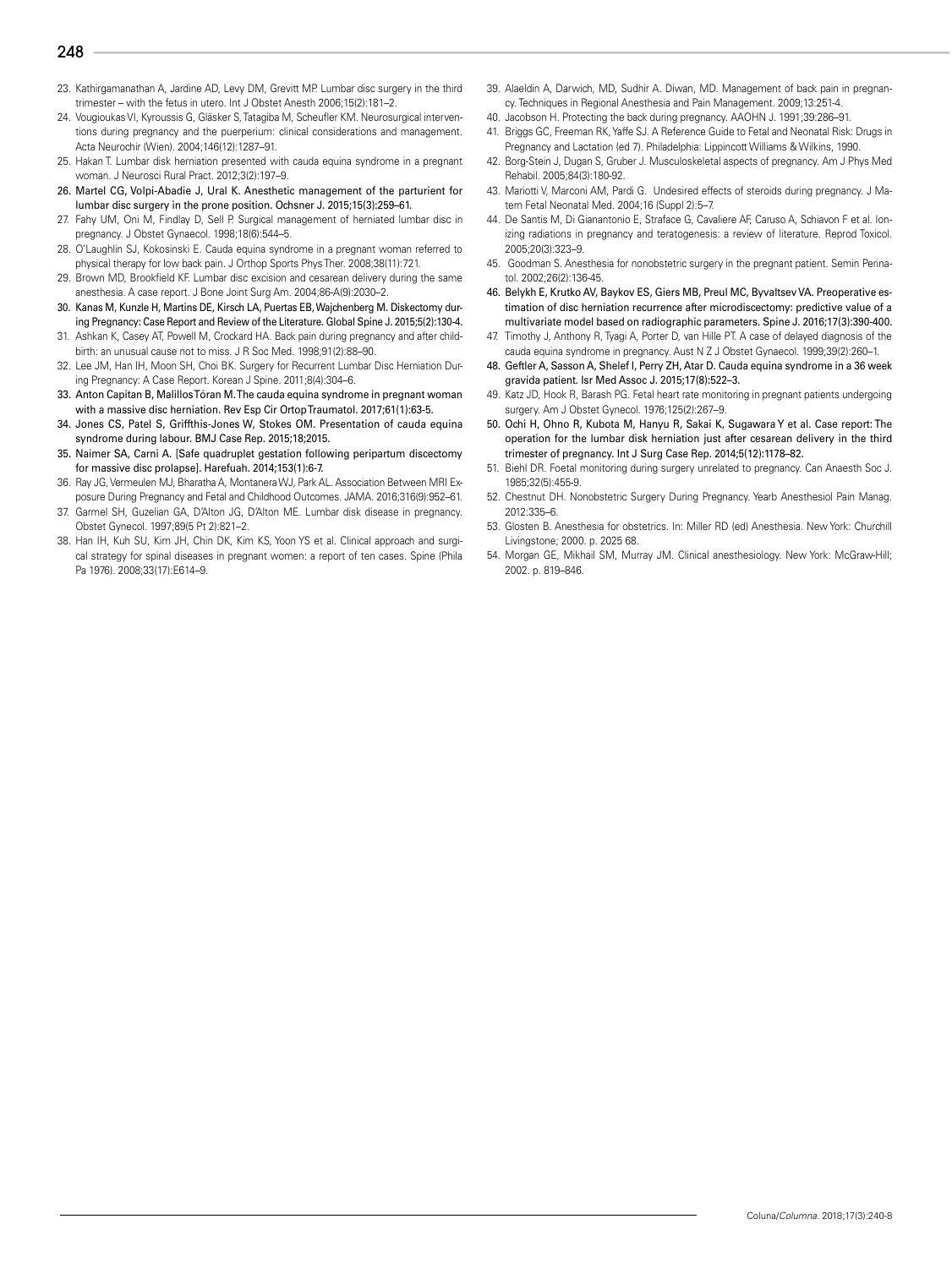23. Kathirgamanathan A, Jardine AD, Levy DM, Grevitt MP. Lumbar disc surgery in the third trimester – with the fetus in utero. Int J Obstet Anesth 2006;15(2):181–2.
24. Vougioukas VI, Kyroussis G, Gläsker S, Tatagiba M, Scheufler KM. Neurosurgical interventions during pregnancy and the puerperium: clinical considerations and management. Acta Neurochir (Wien). 2004;146(12):1287–91.
25. Hakan T. Lumbar disk herniation presented with cauda equina syndrome in a pregnant woman. J Neurosci Rural Pract. 2012;3(2):197–9.
26. Martel CG, Volpi-Abadie J, Ural K. Anesthetic management of the parturient for lumbar disc surgery in the prone position. Ochsner J. 2015;15(3):259–61.
27. Fahy UM, Oni M, Findlay D, Sell P. Surgical management of herniated lumbar disc in pregnancy. J Obstet Gynaecol. 1998;18(6):544–5.
28. O'Laughlin SJ, Kokosinski E. Cauda equina syndrome in a pregnant woman referred to physical therapy for low back pain. J Orthop Sports Phys Ther. 2008;38(11):721.
29. Brown MD, Brookfield KF. Lumbar disc excision and cesarean delivery during the same anesthesia. A case report. J Bone Joint Surg Am. 2004;86-A(9):2030–2.
30. Kanas M, Kunzle H, Martins DE, Kirsch LA, Puertas EB, Wajchenberg M. Diskectomy during Pregnancy: Case Report and Review of the Literature. Global Spine J. 2015;5(2):130-4.
31. Ashkan K, Casey AT, Powell M, Crockard HA. Back pain during pregnancy and after childbirth: an unusual cause not to miss. J R Soc Med. 1998;91(2):88–90.
32. Lee JM, Han IH, Moon SH, Choi BK. Surgery for Recurrent Lumbar Disc Herniation During Pregnancy: A Case Report. Korean J Spine. 2011;8(4):304–6.
33. Anton Capitan B, Malillos Tóran M. The cauda equina syndrome in pregnant woman with a massive disc herniation. Rev Esp Cir Ortop Traumatol. 2017;61(1):63-5.
34. Jones CS, Patel S, Griffthis-Jones W, Stokes OM. Presentation of cauda equina syndrome during labour. BMJ Case Rep. 2015;18;2015.
35. Naimer SA, Carni A. [Safe quadruplet gestation following peripartum discectomy for massive disc prolapse]. Harefuah. 2014;153(1):6-7.
36. Ray JG, Vermeulen MJ, Bharatha A, Montanera WJ, Park AL. Association Between MRI Exposure During Pregnancy and Fetal and Childhood Outcomes. JAMA. 2016;316(9):952–61.
37. Garmel SH, Guzelian GA, D'Alton JG, D'Alton ME. Lumbar disk disease in pregnancy. Obstet Gynecol. 1997;89(5 Pt 2):821–2.
38. Han IH, Kuh SU, Kim JH, Chin DK, Kim KS, Yoon YS et al. Clinical approach and surgical strategy for spinal diseases in pregnant women: a report of ten cases. Spine (Phila Pa 1976). 2008;33(17):E614–9.
39. Alaeldin A, Darwich, MD, Sudhir A. Diwan, MD. Management of back pain in pregnancy. Techniques in Regional Anesthesia and Pain Management. 2009;13:251-4.
40. Jacobson H. Protecting the back during pregnancy. AAOHN J. 1991;39:286–91.
41. Briggs GC, Freeman RK, Yaffe SJ. A Reference Guide to Fetal and Neonatal Risk: Drugs in Pregnancy and Lactation (ed 7). Philadelphia: Lippincott Williams & Wilkins, 1990.
42. Borg-Stein J, Dugan S, Gruber J. Musculoskeletal aspects of pregnancy. Am J Phys Med Rehabil. 2005;84(3):180-92.
43. Mariotti V, Marconi AM, Pardi G. Undesired effects of steroids during pregnancy. J Matern Fetal Neonatal Med. 2004;16 (Suppl 2):5–7.
44. De Santis M, Di Gianantonio E, Straface G, Cavaliere AF, Caruso A, Schiavon F et al. Ionizing radiations in pregnancy and teratogenesis: a review of literature. Reprod Toxicol. 2005;20(3):323–9.
45. Goodman S. Anesthesia for nonobstetric surgery in the pregnant patient. Semin Perinatol. 2002;26(2):136-45.
46. Belykh E, Krutko AV, Baykov ES, Giers MB, Preul MC, Byvaltsev VA. Preoperative estimation of disc herniation recurrence after microdiscectomy: predictive value of a multivariate model based on radiographic parameters. Spine J. 2016;17(3):390-400.
47. Timothy J, Anthony R, Tyagi A, Porter D, van Hille PT. A case of delayed diagnosis of the cauda equina syndrome in pregnancy. Aust N Z J Obstet Gynaecol. 1999;39(2):260–1.
48. Geftler A, Sasson A, Shelef I, Perry ZH, Atar D. Cauda equina syndrome in a 36 week gravida patient. Isr Med Assoc J. 2015;17(8):522–3.
49. Katz JD, Hook R, Barash PG. Fetal heart rate monitoring in pregnant patients undergoing surgery. Am J Obstet Gynecol. 1976;125(2):267–9.
50. Ochi H, Ohno R, Kubota M, Hanyu R, Sakai K, Sugawara Y et al. Case report: The operation for the lumbar disk herniation just after cesarean delivery in the third trimester of pregnancy. Int J Surg Case Rep. 2014;5(12):1178–82.
51. Biehl DR. Foetal monitoring during surgery unrelated to pregnancy. Can Anaesth Soc J. 1985;32(5):455-9.
52. Chestnut DH. Nonobstetric Surgery During Pregnancy. Yearb Anesthesiol Pain Manag. 2012:335–6.
53. Glosten B. Anesthesia for obstetrics. In: Miller RD (ed) Anesthesia. New York: Churchill Livingstone; 2000. p. 2025 68.
54. Morgan GE, Mikhail SM, Murray JM. Clinical anesthesiology. New York: McGraw-Hill; 2002. p. 819–846.